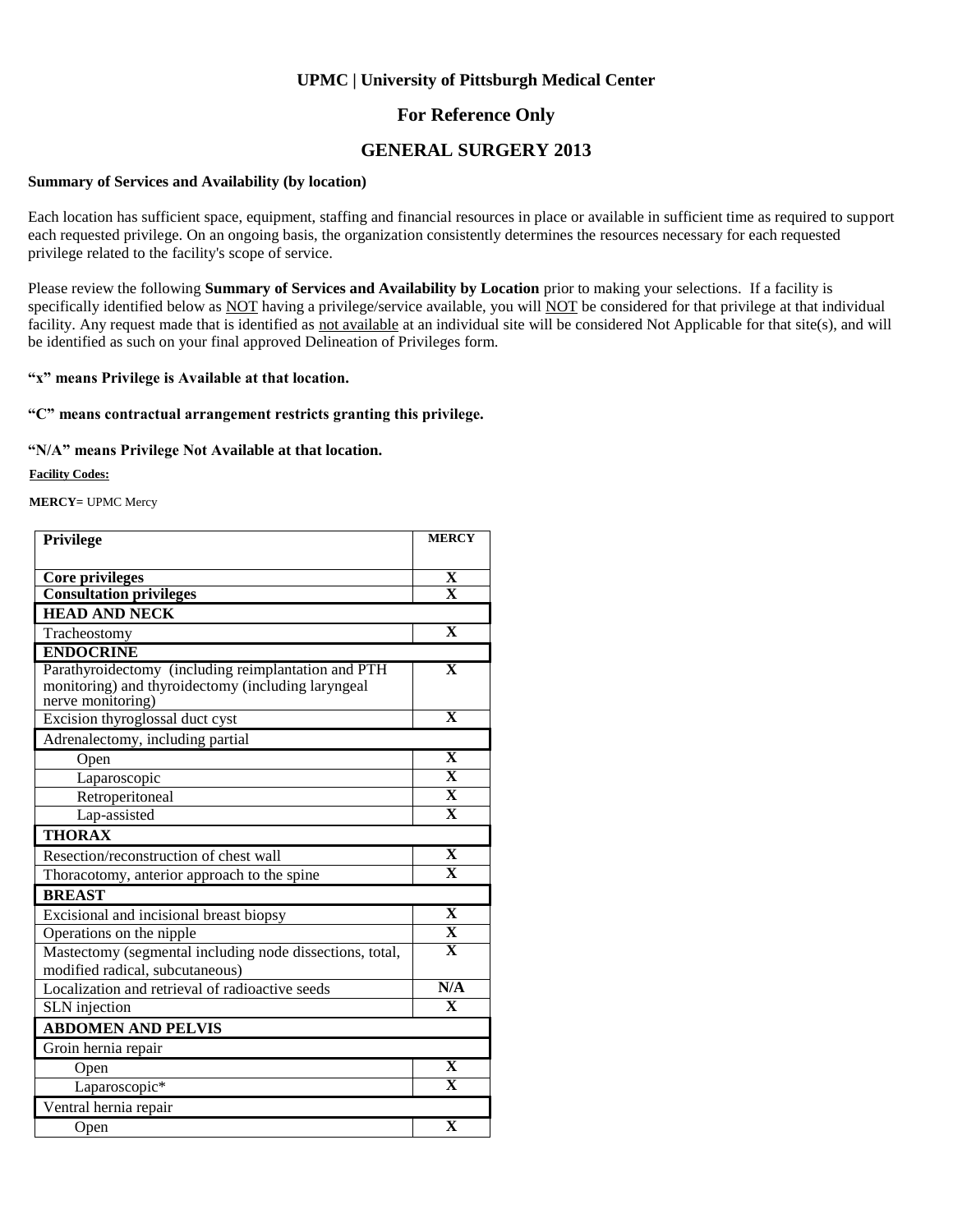**UPMC | University of Pittsburgh Medical Center**

# For Reference Only

# GENERAL SURGERY 2013

**Summary of Services and Availability (by location)**

Each location has sufficient space, equipment, staffing and financial resources in place or available in sufficient time as required to support each requested privilege. On an ongoing basis, the organization consistently determines the resources necessary for each requested privilege related to the facility's scope of service.

Please review the following **Summary of Services and Availability by Location** prior to making your selections. If a facility is specifically identified below as NOT having a privilege/service available, you will NOT be considered for that privilege at that individual facility. Any request made that is identified as not available at an individual site will be considered Not Applicable for that site(s), and will be identified as such on your final approved Delineation of Privileges form.

**"x" means Privilege is Available at that location.**

**"C" means contractual arrangement restricts granting this privilege.**

**"N/A" means Privilege Not Available at that location.**

**Facility Codes:**

**MERCY=** UPMC Mercy

| Privilege | MERCY |
|---|---|
| **Core privileges** | **X** |
| **Consultation privileges** | **X** |
| **HEAD AND NECK** | |
| Tracheostomy | **X** |
| **ENDOCRINE** | |
| Parathyroidectomy (including reimplantation and PTH monitoring) and thyroidectomy (including laryngeal nerve monitoring) | **X** |
| Excision thyroglossal duct cyst | **X** |
| Adrenalectomy, including partial | |
| Open | **X** |
| Laparoscopic | **X** |
| Retroperitoneal | **X** |
| Lap-assisted | **X** |
| **THORAX** | |
| Resection/reconstruction of chest wall | **X** |
| Thoracotomy, anterior approach to the spine | **X** |
| **BREAST** | |
| Excisional and incisional breast biopsy | **X** |
| Operations on the nipple | **X** |
| Mastectomy (segmental including node dissections, total, modified radical, subcutaneous) | **X** |
| Localization and retrieval of radioactive seeds | **N/A** |
| SLN injection | **X** |
| **ABDOMEN AND PELVIS** | |
| Groin hernia repair | |
| Open | **X** |
| Laparoscopic* | **X** |
| Ventral hernia repair | |
| Open | **X** |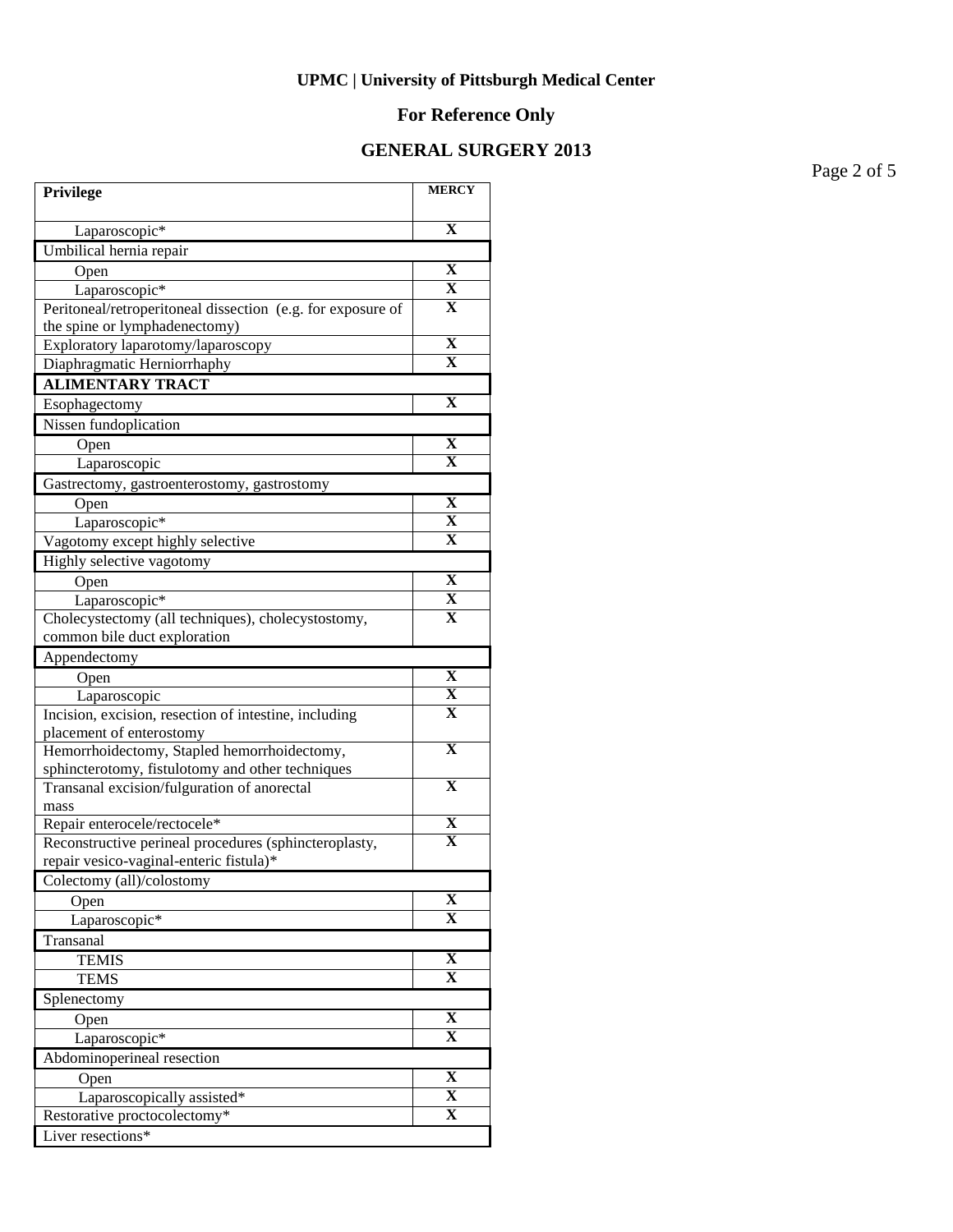**UPMC | University of Pittsburgh Medical Center**

**For Reference Only**

**GENERAL SURGERY 2013**

| Privilege | MERCY |
|---|---|
| Laparoscopic* | X |
| Umbilical hernia repair | |
| Open | X |
| Laparoscopic* | X |
| Peritoneal/retroperitoneal dissection (e.g. for exposure of the spine or lymphadenectomy) | X |
| Exploratory laparotomy/laparoscopy | X |
| Diaphragmatic Herniorrhaphy | X |
| **ALIMENTARY TRACT** | |
| Esophagectomy | X |
| Nissen fundoplication | |
| Open | X |
| Laparoscopic | X |
| Gastrectomy, gastroenterostomy, gastrostomy | |
| Open | X |
| Laparoscopic* | X |
| Vagotomy except highly selective | X |
| Highly selective vagotomy | |
| Open | X |
| Laparoscopic* | X |
| Cholecystectomy (all techniques), cholecystostomy, common bile duct exploration | X |
| Appendectomy | |
| Open | X |
| Laparoscopic | X |
| Incision, excision, resection of intestine, including placement of enterostomy | X |
| Hemorrhoidectomy, Stapled hemorrhoidectomy, sphincterotomy, fistulotomy and other techniques | X |
| Transanal excision/fulguration of anorectal mass | X |
| Repair enterocele/rectocele* | X |
| Reconstructive perineal procedures (sphincteroplasty, repair vesico-vaginal-enteric fistula)* | X |
| Colectomy (all)/colostomy | |
| Open | X |
| Laparoscopic* | X |
| Transanal | |
| TEMIS | X |
| TEMS | X |
| Splenectomy | |
| Open | X |
| Laparoscopic* | X |
| Abdominoperineal resection | |
| Open | X |
| Laparoscopically assisted* | X |
| Restorative proctocolectomy* | X |
| Liver resections* | |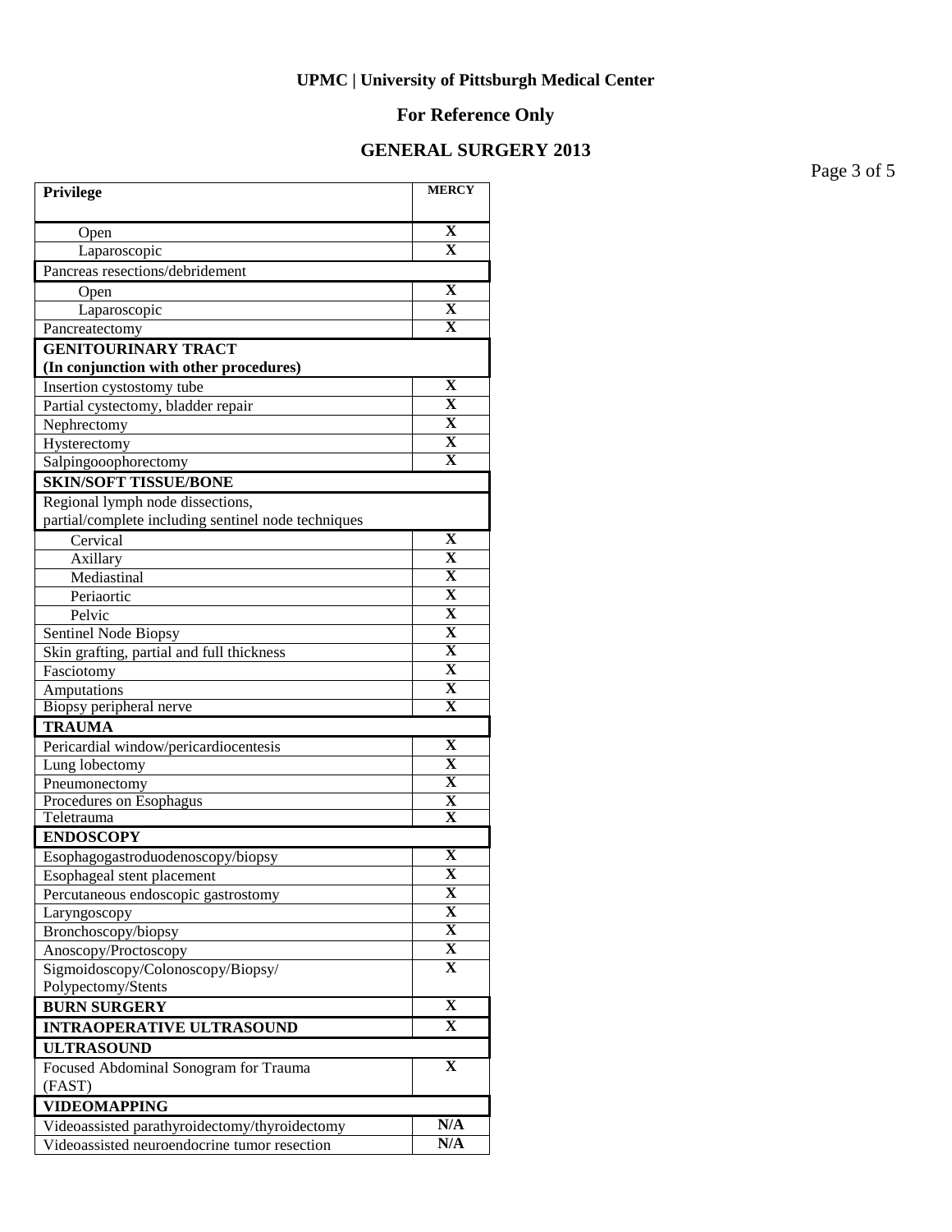**UPMC | University of Pittsburgh Medical Center**

**For Reference Only**

**GENERAL SURGERY 2013**

| Privilege | MERCY |
|---|---|
| Open | X |
| Laparoscopic | X |
| Pancreas resections/debridement | |
| Open | X |
| Laparoscopic | X |
| Pancreatectomy | X |
| **GENITOURINARY TRACT (In conjunction with other procedures)** | |
| Insertion cystostomy tube | X |
| Partial cystectomy, bladder repair | X |
| Nephrectomy | X |
| Hysterectomy | X |
| Salpingooophorectomy | X |
| **SKIN/SOFT TISSUE/BONE** | |
| Regional lymph node dissections, partial/complete including sentinel node techniques | |
| Cervical | X |
| Axillary | X |
| Mediastinal | X |
| Periaortic | X |
| Pelvic | X |
| Sentinel Node Biopsy | X |
| Skin grafting, partial and full thickness | X |
| Fasciotomy | X |
| Amputations | X |
| Biopsy peripheral nerve | X |
| **TRAUMA** | |
| Pericardial window/pericardiocentesis | X |
| Lung lobectomy | X |
| Pneumonectomy | X |
| Procedures on Esophagus | X |
| Teletrauma | X |
| **ENDOSCOPY** | |
| Esophagogastroduodenoscopy/biopsy | X |
| Esophageal stent placement | X |
| Percutaneous endoscopic gastrostomy | X |
| Laryngoscopy | X |
| Bronchoscopy/biopsy | X |
| Anoscopy/Proctoscopy | X |
| Sigmoidoscopy/Colonoscopy/Biopsy/ Polypectomy/Stents | X |
| **BURN SURGERY** | X |
| **INTRAOPERATIVE ULTRASOUND** | X |
| **ULTRASOUND** | |
| Focused Abdominal Sonogram for Trauma (FAST) | X |
| **VIDEOMAPPING** | |
| Videoassisted parathyroidectomy/thyroidectomy | N/A |
| Videoassisted neuroendocrine tumor resection | N/A |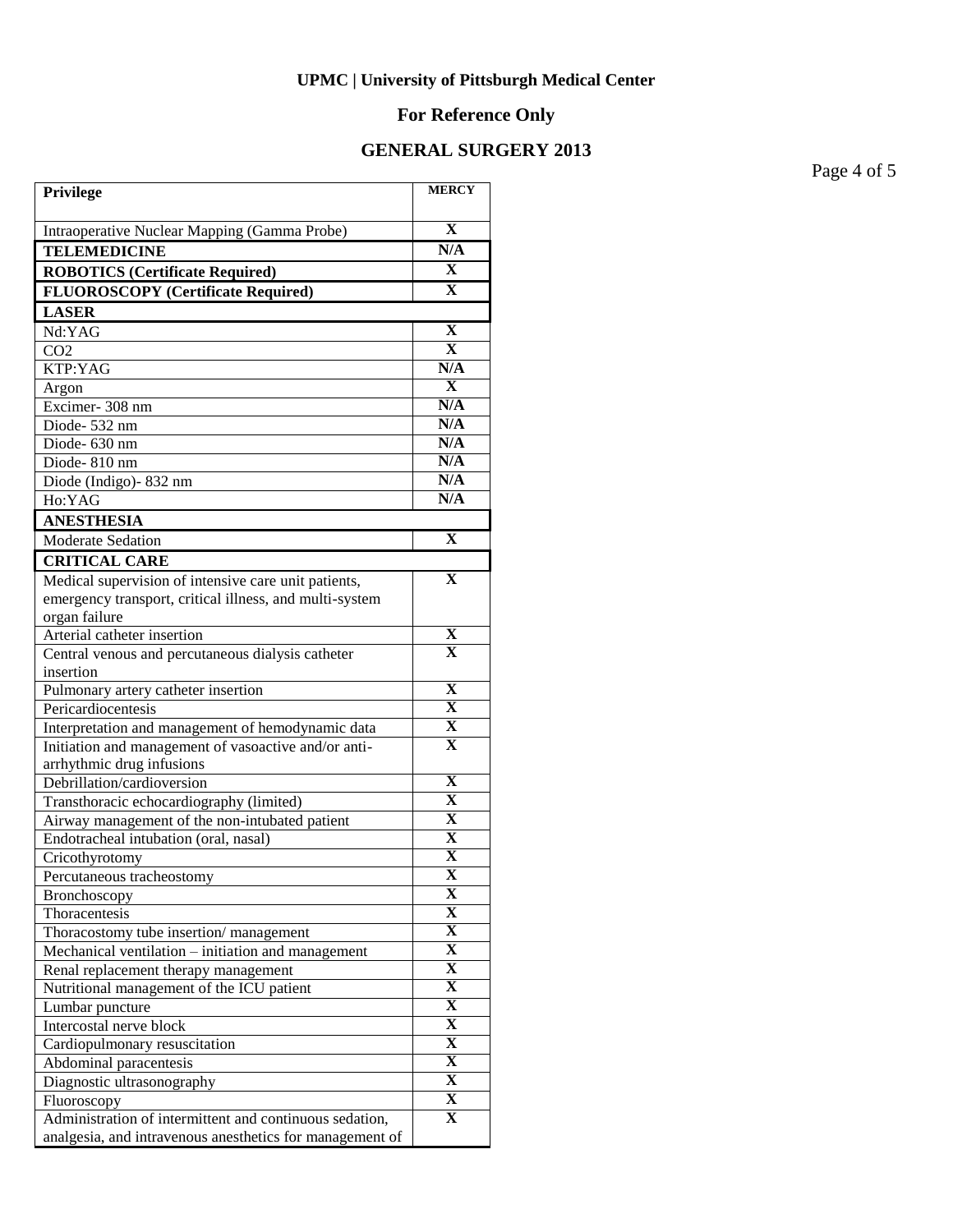**UPMC | University of Pittsburgh Medical Center**

**For Reference Only**

**GENERAL SURGERY 2013**

| Privilege | MERCY |
|---|---|
| Intraoperative Nuclear Mapping (Gamma Probe) | X |
| **TELEMEDICINE** | N/A |
| **ROBOTICS (Certificate Required)** | X |
| **FLUOROSCOPY (Certificate Required)** | X |
| **LASER** | |
| Nd:YAG | X |
| CO2 | X |
| KTP:YAG | N/A |
| Argon | X |
| Excimer- 308 nm | N/A |
| Diode- 532 nm | N/A |
| Diode- 630 nm | N/A |
| Diode- 810 nm | N/A |
| Diode (Indigo)- 832 nm | N/A |
| Ho:YAG | N/A |
| **ANESTHESIA** | |
| Moderate Sedation | X |
| **CRITICAL CARE** | |
| Medical supervision of intensive care unit patients, emergency transport, critical illness, and multi-system organ failure | X |
| Arterial catheter insertion | X |
| Central venous and percutaneous dialysis catheter insertion | X |
| Pulmonary artery catheter insertion | X |
| Pericardiocentesis | X |
| Interpretation and management of hemodynamic data | X |
| Initiation and management of vasoactive and/or anti-arrhythmic drug infusions | X |
| Debrillation/cardioversion | X |
| Transthoracic echocardiography (limited) | X |
| Airway management of the non-intubated patient | X |
| Endotracheal intubation (oral, nasal) | X |
| Cricothyrotomy | X |
| Percutaneous tracheostomy | X |
| Bronchoscopy | X |
| Thoracentesis | X |
| Thoracostomy tube insertion/ management | X |
| Mechanical ventilation – initiation and management | X |
| Renal replacement therapy management | X |
| Nutritional management of the ICU patient | X |
| Lumbar puncture | X |
| Intercostal nerve block | X |
| Cardiopulmonary resuscitation | X |
| Abdominal paracentesis | X |
| Diagnostic ultrasonography | X |
| Fluoroscopy | X |
| Administration of intermittent and continuous sedation, analgesia, and intravenous anesthetics for management of | X |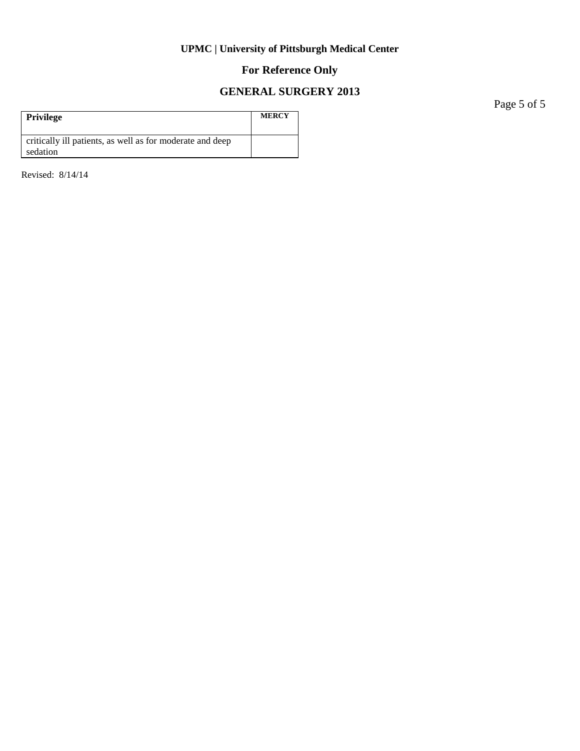| Privilege | MERCY |
|---|---|
| critically ill patients, as well as for moderate and deep sedation | |

Revised: 8/14/14